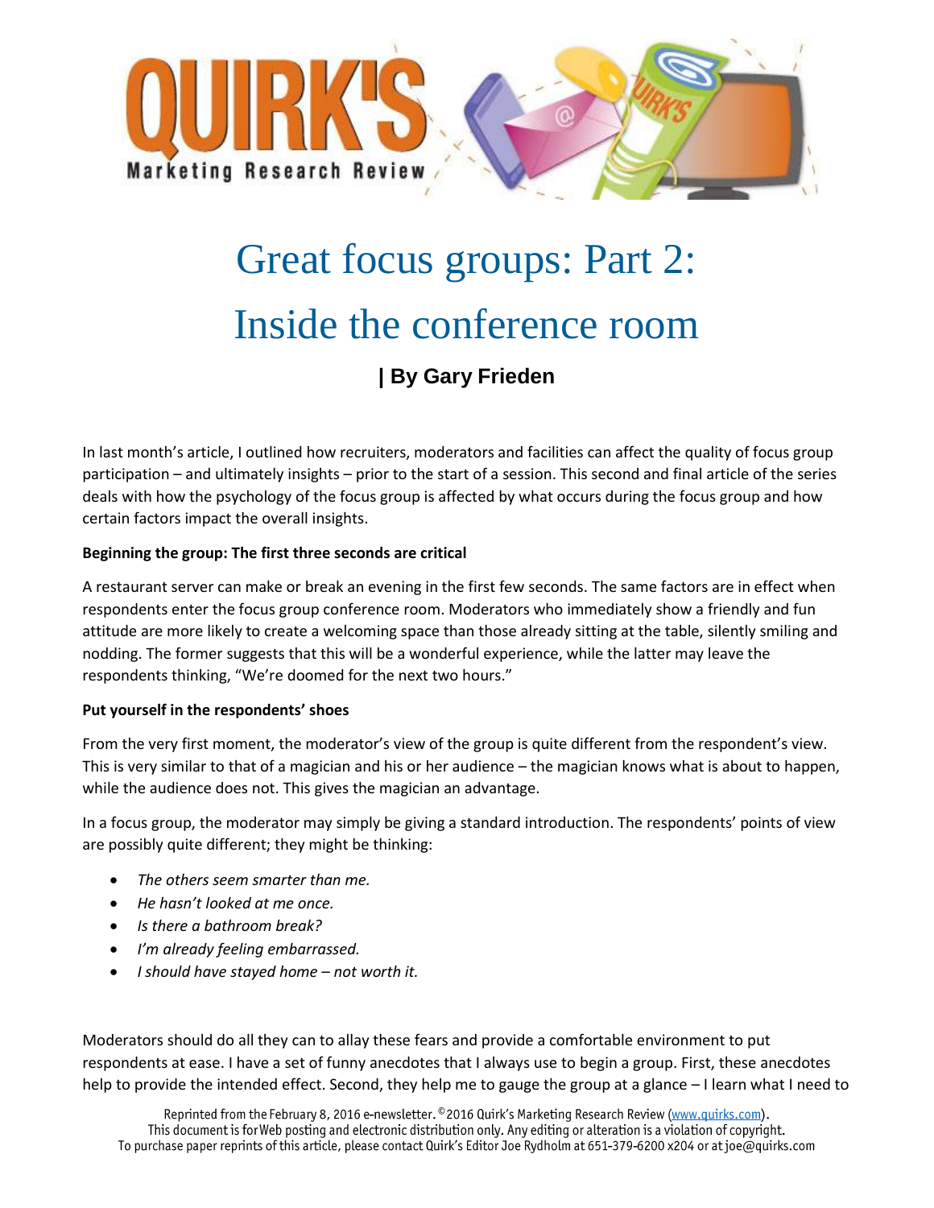# Great focus groups: Part 2: Inside the conference room

**| By Gary Frieden**

In last month's article, I outlined how recruiters, moderators and facilities can affect the quality of focus group participation – and ultimately insights – prior to the start of a session. This second and final article of the series deals with how the psychology of the focus group is affected by what occurs during the focus group and how certain factors impact the overall insights.

**Beginning the group: The first three seconds are critical**

A restaurant server can make or break an evening in the first few seconds. The same factors are in effect when respondents enter the focus group conference room. Moderators who immediately show a friendly and fun attitude are more likely to create a welcoming space than those already sitting at the table, silently smiling and nodding. The former suggests that this will be a wonderful experience, while the latter may leave the respondents thinking, "We're doomed for the next two hours."

**Put yourself in the respondents' shoes**

From the very first moment, the moderator's view of the group is quite different from the respondent's view. This is very similar to that of a magician and his or her audience – the magician knows what is about to happen, while the audience does not. This gives the magician an advantage.

In a focus group, the moderator may simply be giving a standard introduction. The respondents' points of view are possibly quite different; they might be thinking:

- *The others seem smarter than me.*
- *He hasn't looked at me once.*
- *Is there a bathroom break?*
- *I'm already feeling embarrassed.*
- *I should have stayed home – not worth it.*

Moderators should do all they can to allay these fears and provide a comfortable environment to put respondents at ease. I have a set of funny anecdotes that I always use to begin a group. First, these anecdotes help to provide the intended effect. Second, they help me to gauge the group at a glance – I learn what I need to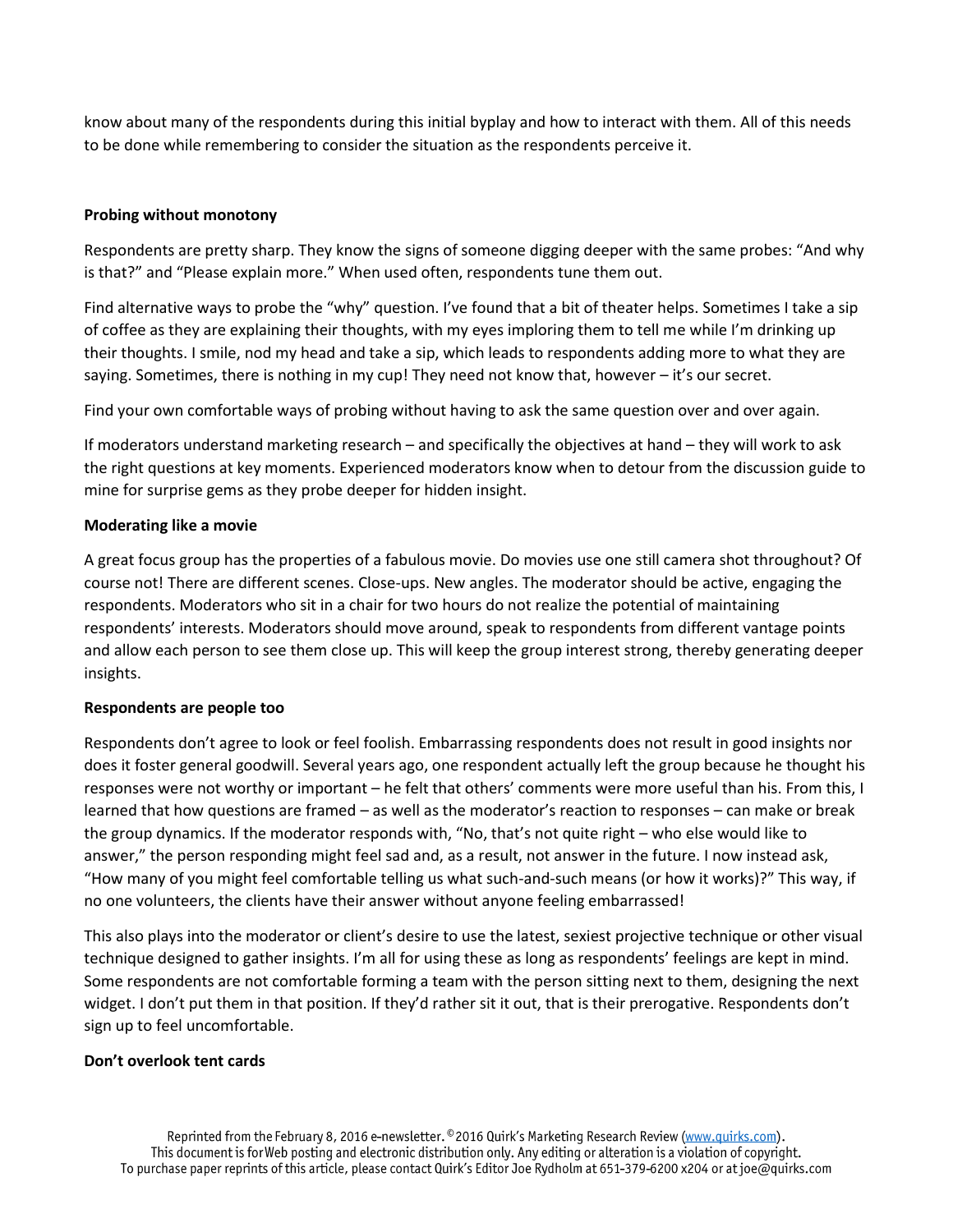know about many of the respondents during this initial byplay and how to interact with them. All of this needs to be done while remembering to consider the situation as the respondents perceive it.

**Probing without monotony**

Respondents are pretty sharp. They know the signs of someone digging deeper with the same probes: "And why is that?" and "Please explain more." When used often, respondents tune them out.

Find alternative ways to probe the "why" question. I've found that a bit of theater helps. Sometimes I take a sip of coffee as they are explaining their thoughts, with my eyes imploring them to tell me while I'm drinking up their thoughts. I smile, nod my head and take a sip, which leads to respondents adding more to what they are saying. Sometimes, there is nothing in my cup! They need not know that, however – it's our secret.

Find your own comfortable ways of probing without having to ask the same question over and over again.

If moderators understand marketing research – and specifically the objectives at hand – they will work to ask the right questions at key moments. Experienced moderators know when to detour from the discussion guide to mine for surprise gems as they probe deeper for hidden insight.

**Moderating like a movie**

A great focus group has the properties of a fabulous movie. Do movies use one still camera shot throughout? Of course not! There are different scenes. Close-ups. New angles. The moderator should be active, engaging the respondents. Moderators who sit in a chair for two hours do not realize the potential of maintaining respondents' interests. Moderators should move around, speak to respondents from different vantage points and allow each person to see them close up. This will keep the group interest strong, thereby generating deeper insights.

**Respondents are people too**

Respondents don't agree to look or feel foolish. Embarrassing respondents does not result in good insights nor does it foster general goodwill. Several years ago, one respondent actually left the group because he thought his responses were not worthy or important – he felt that others' comments were more useful than his. From this, I learned that how questions are framed – as well as the moderator's reaction to responses – can make or break the group dynamics. If the moderator responds with, "No, that's not quite right – who else would like to answer," the person responding might feel sad and, as a result, not answer in the future. I now instead ask, "How many of you might feel comfortable telling us what such-and-such means (or how it works)?" This way, if no one volunteers, the clients have their answer without anyone feeling embarrassed!

This also plays into the moderator or client's desire to use the latest, sexiest projective technique or other visual technique designed to gather insights. I'm all for using these as long as respondents' feelings are kept in mind. Some respondents are not comfortable forming a team with the person sitting next to them, designing the next widget. I don't put them in that position. If they'd rather sit it out, that is their prerogative. Respondents don't sign up to feel uncomfortable.

**Don't overlook tent cards**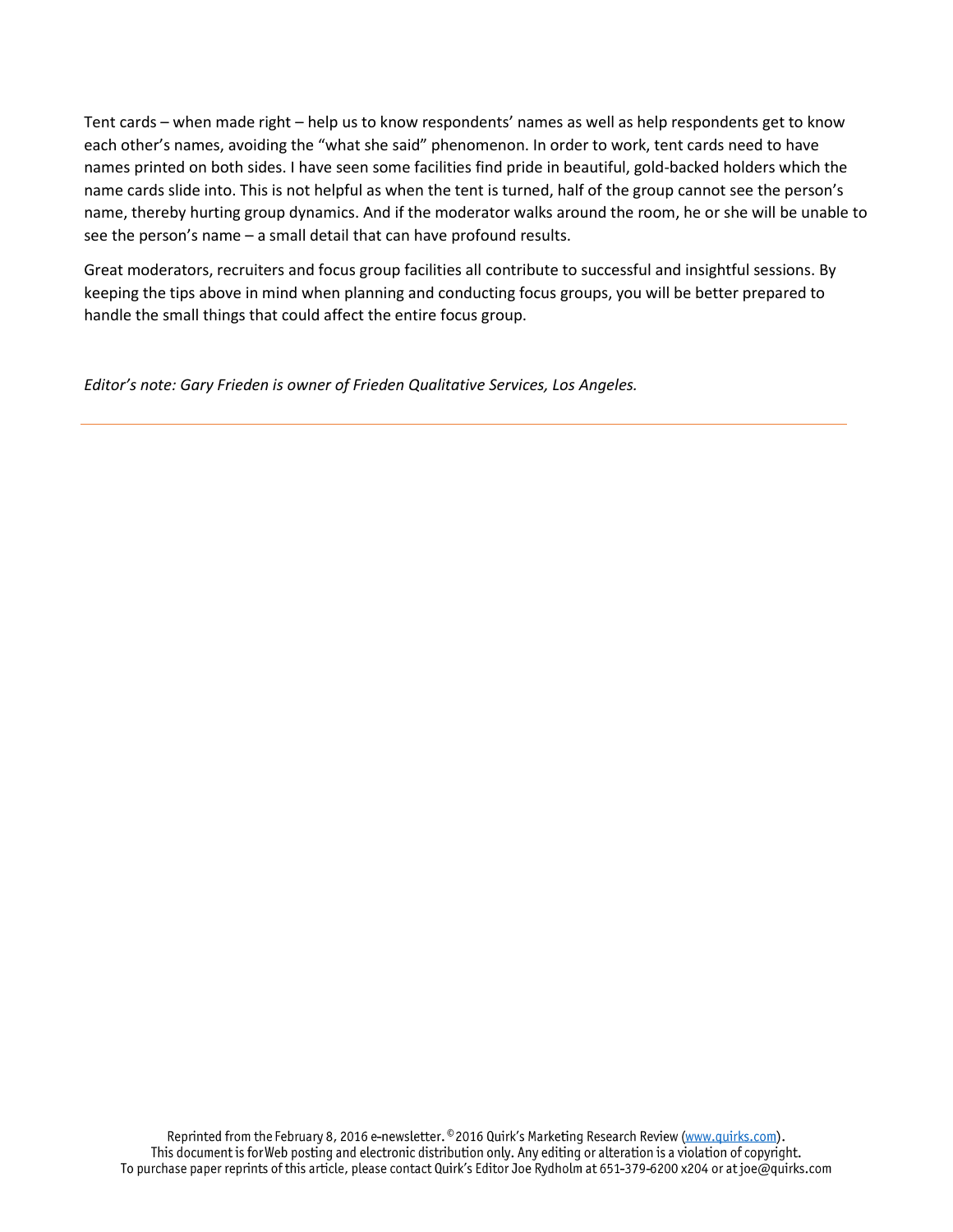Tent cards – when made right – help us to know respondents' names as well as help respondents get to know each other's names, avoiding the "what she said" phenomenon. In order to work, tent cards need to have names printed on both sides. I have seen some facilities find pride in beautiful, gold-backed holders which the name cards slide into. This is not helpful as when the tent is turned, half of the group cannot see the person's name, thereby hurting group dynamics. And if the moderator walks around the room, he or she will be unable to see the person's name – a small detail that can have profound results.

Great moderators, recruiters and focus group facilities all contribute to successful and insightful sessions. By keeping the tips above in mind when planning and conducting focus groups, you will be better prepared to handle the small things that could affect the entire focus group.

*Editor's note: Gary Frieden is owner of Frieden Qualitative Services, Los Angeles.*

---

Reprinted from the February 8, 2016 e-newsletter. © 2016 Quirk's Marketing Research Review (www.quirks.com).
This document is for Web posting and electronic distribution only. Any editing or alteration is a violation of copyright.
To purchase paper reprints of this article, please contact Quirk's Editor Joe Rydholm at 651-379-6200 x204 or at joe@quirks.com